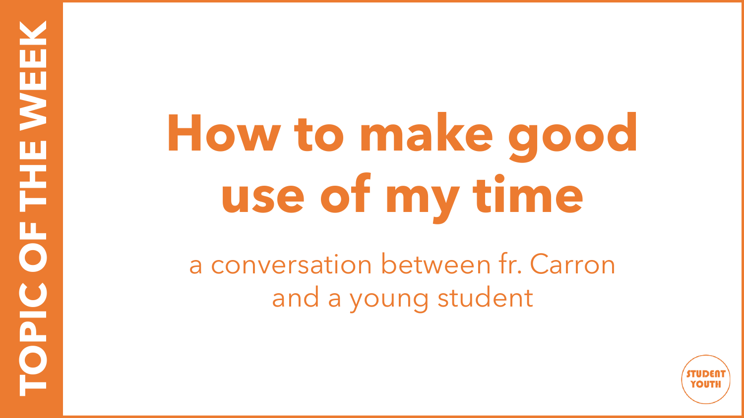TOPIC OF THE WEEK

# How to make good use of my time

a conversation between fr. Carron and a young student

STUDENT YOUTH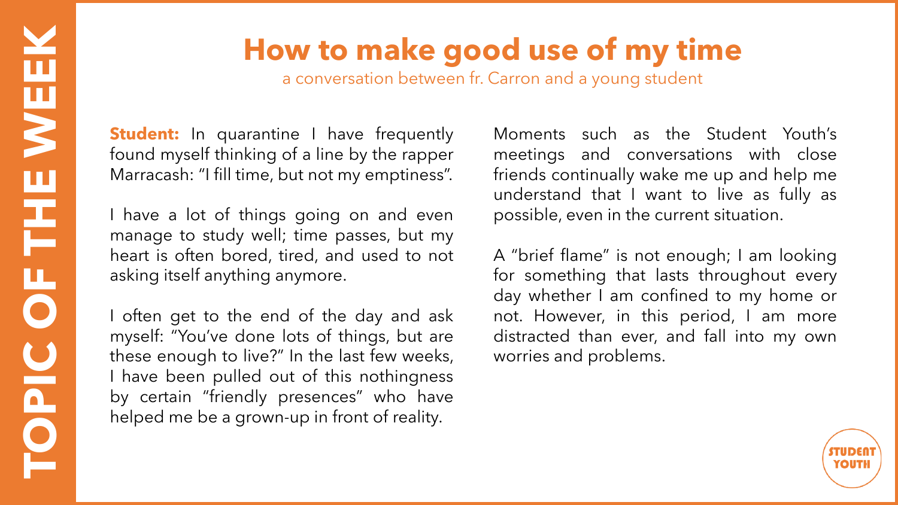# How to make good use of my time

a conversation between fr. Carron and a young student

**Student:** In quarantine I have frequently found myself thinking of a line by the rapper Marracash: "I fill time, but not my emptiness".

I have a lot of things going on and even manage to study well; time passes, but my heart is often bored, tired, and used to not asking itself anything anymore.

I often get to the end of the day and ask myself: "You've done lots of things, but are these enough to live?" In the last few weeks, I have been pulled out of this nothingness by certain "friendly presences" who have helped me be a grown-up in front of reality.

Moments such as the Student Youth's meetings and conversations with close friends continually wake me up and help me understand that I want to live as fully as possible, even in the current situation.

A "brief flame" is not enough; I am looking for something that lasts throughout every day whether I am confined to my home or not. However, in this period, I am more distracted than ever, and fall into my own worries and problems.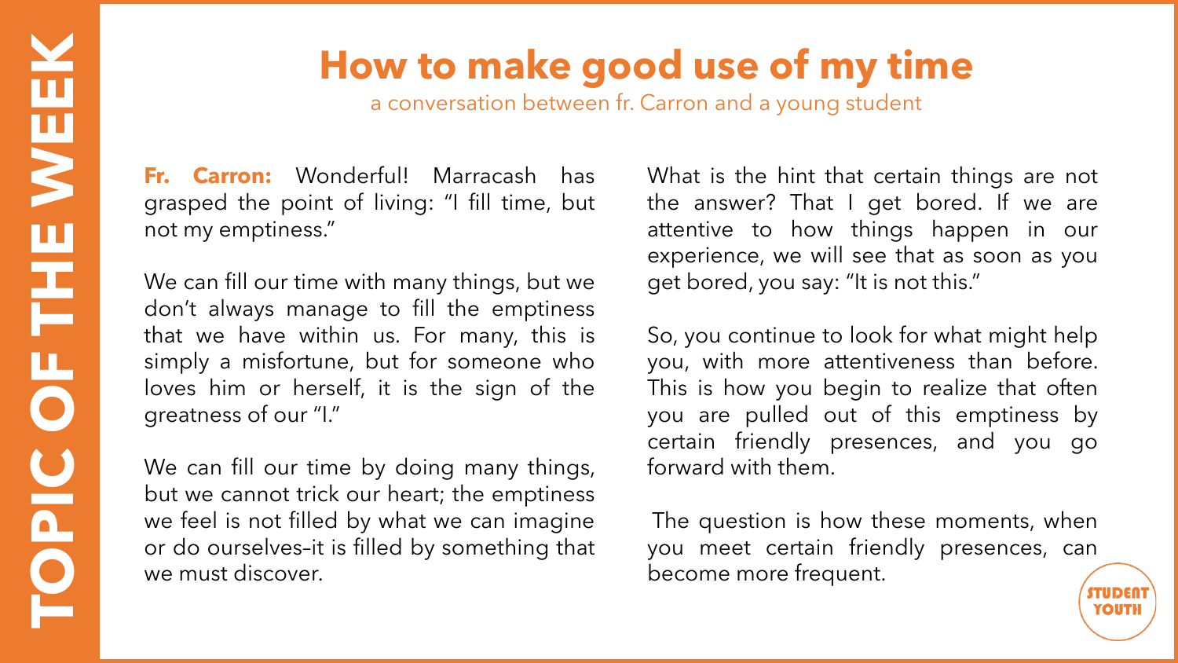TOPIC OF THE WEEK

# How to make good use of my time

a conversation between fr. Carron and a young student

**Fr. Carron:** Wonderful! Marracash has grasped the point of living: "I fill time, but not my emptiness."

We can fill our time with many things, but we don't always manage to fill the emptiness that we have within us. For many, this is simply a misfortune, but for someone who loves him or herself, it is the sign of the greatness of our "I."

We can fill our time by doing many things, but we cannot trick our heart; the emptiness we feel is not filled by what we can imagine or do ourselves–it is filled by something that we must discover.

What is the hint that certain things are not the answer? That I get bored. If we are attentive to how things happen in our experience, we will see that as soon as you get bored, you say: "It is not this."

So, you continue to look for what might help you, with more attentiveness than before. This is how you begin to realize that often you are pulled out of this emptiness by certain friendly presences, and you go forward with them.

The question is how these moments, when you meet certain friendly presences, can become more frequent.

STUDENT YOUTH